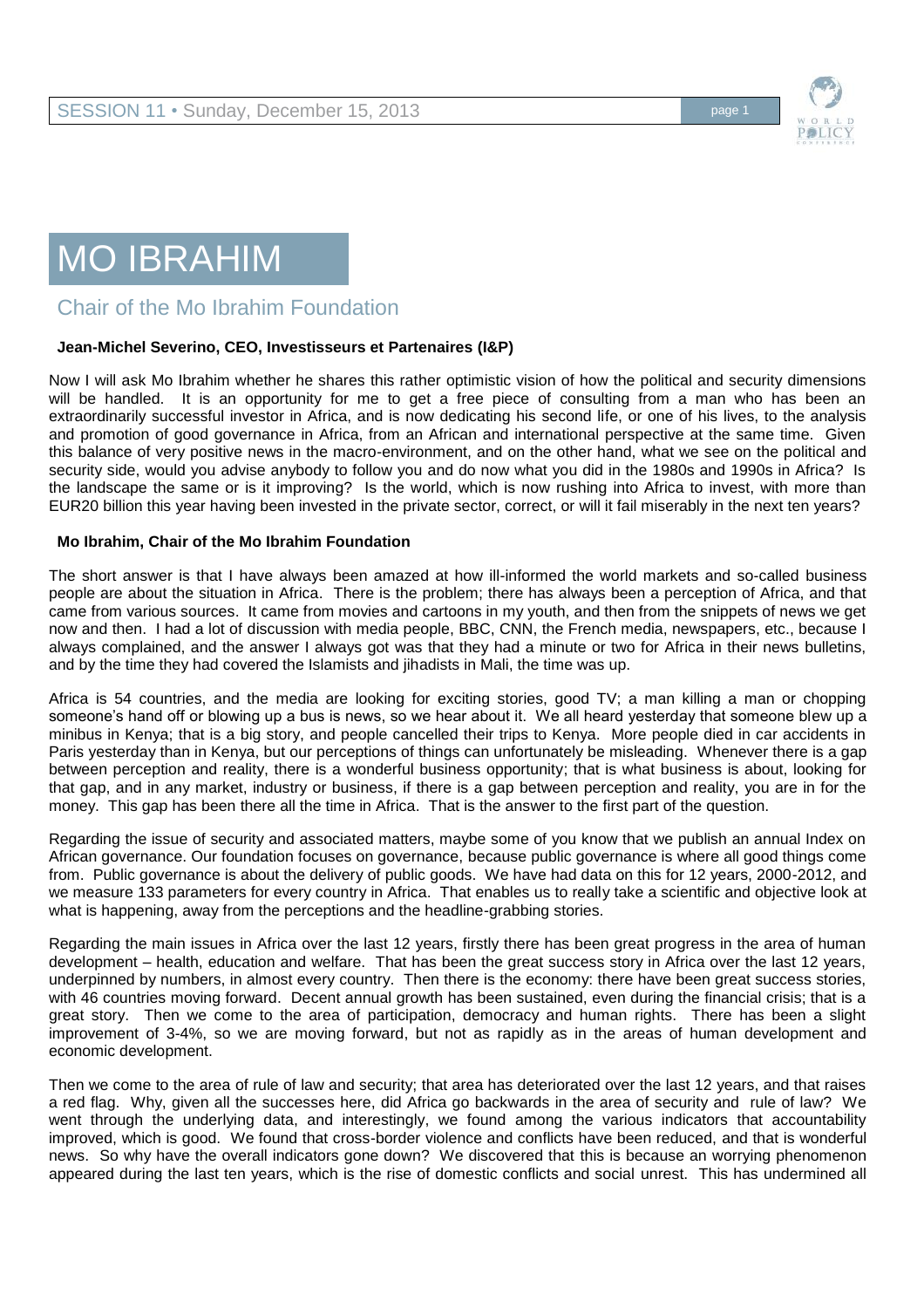# MO IBRAHIM

## Chair of the Mo Ibrahim Foundation

**Jean-Michel Severino, CEO, Investisseurs et Partenaires (I&P)**

Now I will ask Mo Ibrahim whether he shares this rather optimistic vision of how the political and security dimensions will be handled. It is an opportunity for me to get a free piece of consulting from a man who has been an extraordinarily successful investor in Africa, and is now dedicating his second life, or one of his lives, to the analysis and promotion of good governance in Africa, from an African and international perspective at the same time. Given this balance of very positive news in the macro-environment, and on the other hand, what we see on the political and security side, would you advise anybody to follow you and do now what you did in the 1980s and 1990s in Africa? Is the landscape the same or is it improving? Is the world, which is now rushing into Africa to invest, with more than EUR20 billion this year having been invested in the private sector, correct, or will it fail miserably in the next ten years?

**Mo Ibrahim, Chair of the Mo Ibrahim Foundation**

The short answer is that I have always been amazed at how ill-informed the world markets and so-called business people are about the situation in Africa. There is the problem; there has always been a perception of Africa, and that came from various sources. It came from movies and cartoons in my youth, and then from the snippets of news we get now and then. I had a lot of discussion with media people, BBC, CNN, the French media, newspapers, etc., because I always complained, and the answer I always got was that they had a minute or two for Africa in their news bulletins, and by the time they had covered the Islamists and jihadists in Mali, the time was up.

Africa is 54 countries, and the media are looking for exciting stories, good TV; a man killing a man or chopping someone's hand off or blowing up a bus is news, so we hear about it. We all heard yesterday that someone blew up a minibus in Kenya; that is a big story, and people cancelled their trips to Kenya. More people died in car accidents in Paris yesterday than in Kenya, but our perceptions of things can unfortunately be misleading. Whenever there is a gap between perception and reality, there is a wonderful business opportunity; that is what business is about, looking for that gap, and in any market, industry or business, if there is a gap between perception and reality, you are in for the money. This gap has been there all the time in Africa. That is the answer to the first part of the question.

Regarding the issue of security and associated matters, maybe some of you know that we publish an annual Index on African governance. Our foundation focuses on governance, because public governance is where all good things come from. Public governance is about the delivery of public goods. We have had data on this for 12 years, 2000-2012, and we measure 133 parameters for every country in Africa. That enables us to really take a scientific and objective look at what is happening, away from the perceptions and the headline-grabbing stories.

Regarding the main issues in Africa over the last 12 years, firstly there has been great progress in the area of human development – health, education and welfare. That has been the great success story in Africa over the last 12 years, underpinned by numbers, in almost every country. Then there is the economy: there have been great success stories, with 46 countries moving forward. Decent annual growth has been sustained, even during the financial crisis; that is a great story. Then we come to the area of participation, democracy and human rights. There has been a slight improvement of 3-4%, so we are moving forward, but not as rapidly as in the areas of human development and economic development.

Then we come to the area of rule of law and security; that area has deteriorated over the last 12 years, and that raises a red flag. Why, given all the successes here, did Africa go backwards in the area of security and rule of law? We went through the underlying data, and interestingly, we found among the various indicators that accountability improved, which is good. We found that cross-border violence and conflicts have been reduced, and that is wonderful news. So why have the overall indicators gone down? We discovered that this is because an worrying phenomenon appeared during the last ten years, which is the rise of domestic conflicts and social unrest. This has undermined all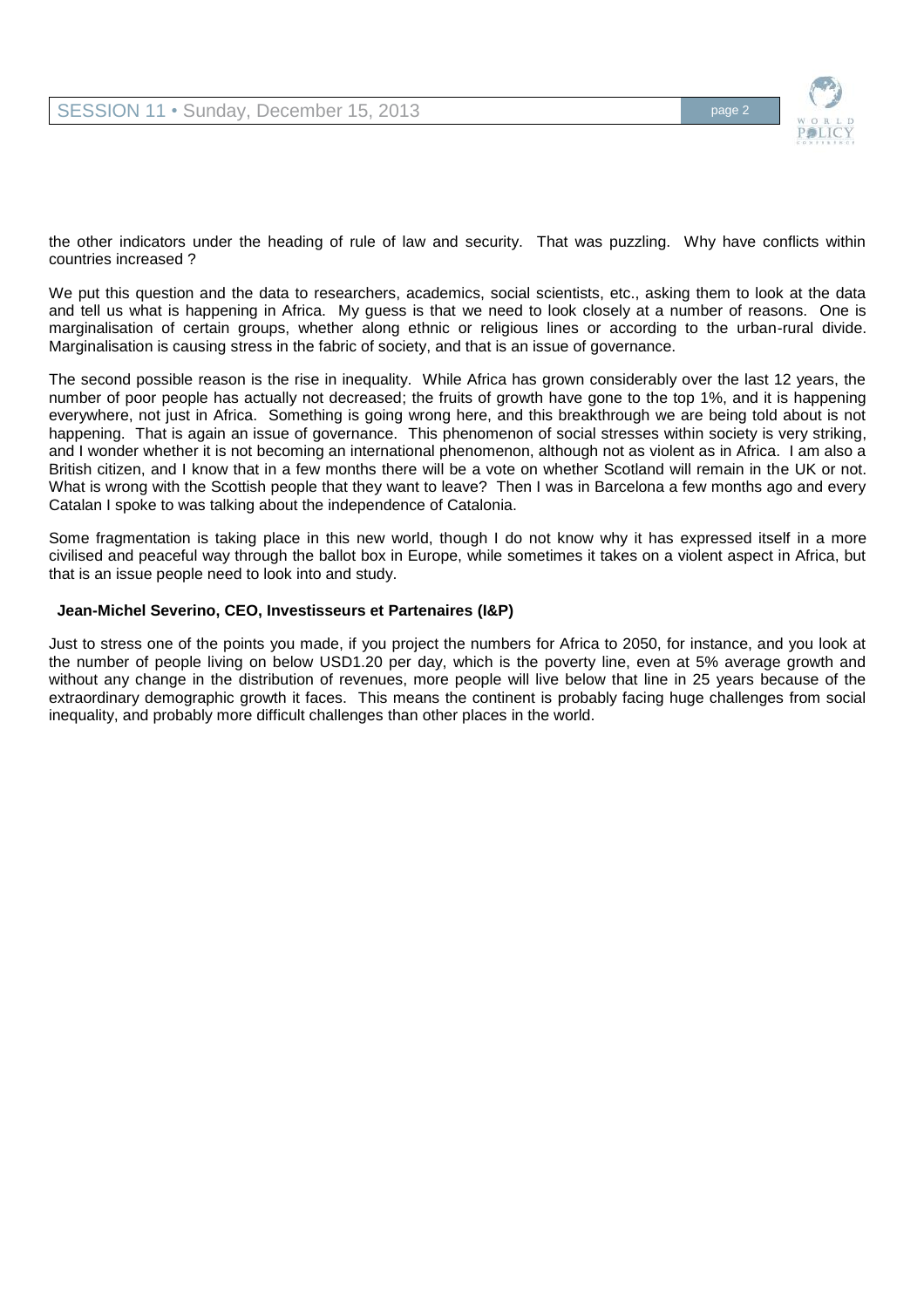the other indicators under the heading of rule of law and security. That was puzzling. Why have conflicts within countries increased ?

We put this question and the data to researchers, academics, social scientists, etc., asking them to look at the data and tell us what is happening in Africa. My guess is that we need to look closely at a number of reasons. One is marginalisation of certain groups, whether along ethnic or religious lines or according to the urban-rural divide. Marginalisation is causing stress in the fabric of society, and that is an issue of governance.

The second possible reason is the rise in inequality. While Africa has grown considerably over the last 12 years, the number of poor people has actually not decreased; the fruits of growth have gone to the top 1%, and it is happening everywhere, not just in Africa. Something is going wrong here, and this breakthrough we are being told about is not happening. That is again an issue of governance. This phenomenon of social stresses within society is very striking, and I wonder whether it is not becoming an international phenomenon, although not as violent as in Africa. I am also a British citizen, and I know that in a few months there will be a vote on whether Scotland will remain in the UK or not. What is wrong with the Scottish people that they want to leave? Then I was in Barcelona a few months ago and every Catalan I spoke to was talking about the independence of Catalonia.

Some fragmentation is taking place in this new world, though I do not know why it has expressed itself in a more civilised and peaceful way through the ballot box in Europe, while sometimes it takes on a violent aspect in Africa, but that is an issue people need to look into and study.

**Jean-Michel Severino, CEO, Investisseurs et Partenaires (I&P)**

Just to stress one of the points you made, if you project the numbers for Africa to 2050, for instance, and you look at the number of people living on below USD1.20 per day, which is the poverty line, even at 5% average growth and without any change in the distribution of revenues, more people will live below that line in 25 years because of the extraordinary demographic growth it faces. This means the continent is probably facing huge challenges from social inequality, and probably more difficult challenges than other places in the world.